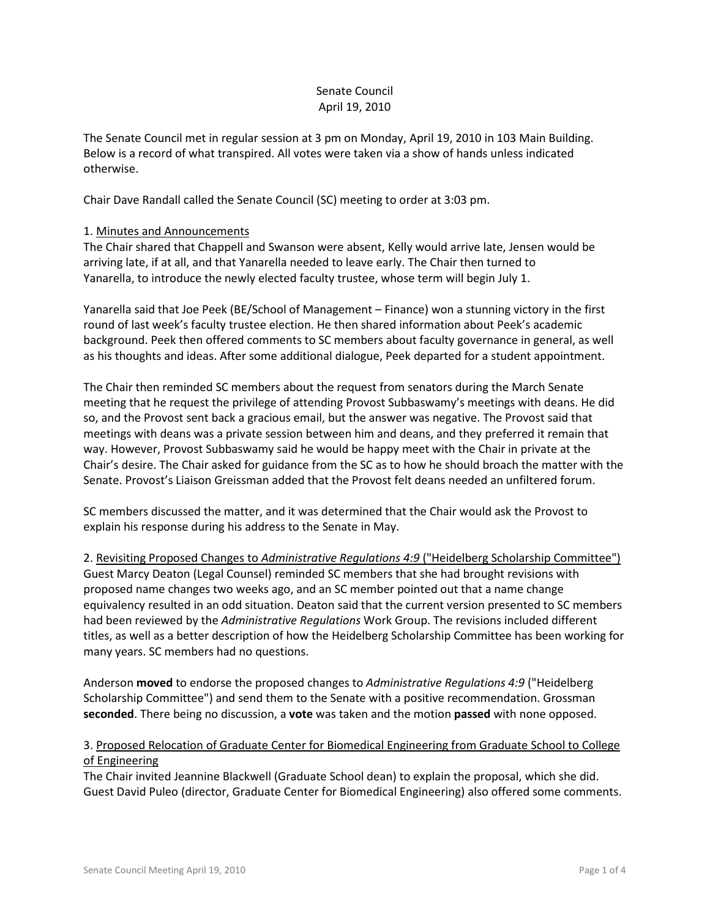Senate Council
April 19, 2010

The Senate Council met in regular session at 3 pm on Monday, April 19, 2010 in 103 Main Building. Below is a record of what transpired. All votes were taken via a show of hands unless indicated otherwise.

Chair Dave Randall called the Senate Council (SC) meeting to order at 3:03 pm.

1. Minutes and Announcements

The Chair shared that Chappell and Swanson were absent, Kelly would arrive late, Jensen would be arriving late, if at all, and that Yanarella needed to leave early. The Chair then turned to Yanarella, to introduce the newly elected faculty trustee, whose term will begin July 1.

Yanarella said that Joe Peek (BE/School of Management – Finance) won a stunning victory in the first round of last week's faculty trustee election. He then shared information about Peek's academic background. Peek then offered comments to SC members about faculty governance in general, as well as his thoughts and ideas. After some additional dialogue, Peek departed for a student appointment.

The Chair then reminded SC members about the request from senators during the March Senate meeting that he request the privilege of attending Provost Subbaswamy's meetings with deans. He did so, and the Provost sent back a gracious email, but the answer was negative. The Provost said that meetings with deans was a private session between him and deans, and they preferred it remain that way. However, Provost Subbaswamy said he would be happy meet with the Chair in private at the Chair's desire. The Chair asked for guidance from the SC as to how he should broach the matter with the Senate. Provost's Liaison Greissman added that the Provost felt deans needed an unfiltered forum.

SC members discussed the matter, and it was determined that the Chair would ask the Provost to explain his response during his address to the Senate in May.

2. Revisiting Proposed Changes to *Administrative Regulations 4:9* ("Heidelberg Scholarship Committee")

Guest Marcy Deaton (Legal Counsel) reminded SC members that she had brought revisions with proposed name changes two weeks ago, and an SC member pointed out that a name change equivalency resulted in an odd situation. Deaton said that the current version presented to SC members had been reviewed by the *Administrative Regulations* Work Group. The revisions included different titles, as well as a better description of how the Heidelberg Scholarship Committee has been working for many years. SC members had no questions.

Anderson **moved** to endorse the proposed changes to *Administrative Regulations 4:9* ("Heidelberg Scholarship Committee") and send them to the Senate with a positive recommendation. Grossman **seconded**. There being no discussion, a **vote** was taken and the motion **passed** with none opposed.

3. Proposed Relocation of Graduate Center for Biomedical Engineering from Graduate School to College of Engineering

The Chair invited Jeannine Blackwell (Graduate School dean) to explain the proposal, which she did. Guest David Puleo (director, Graduate Center for Biomedical Engineering) also offered some comments.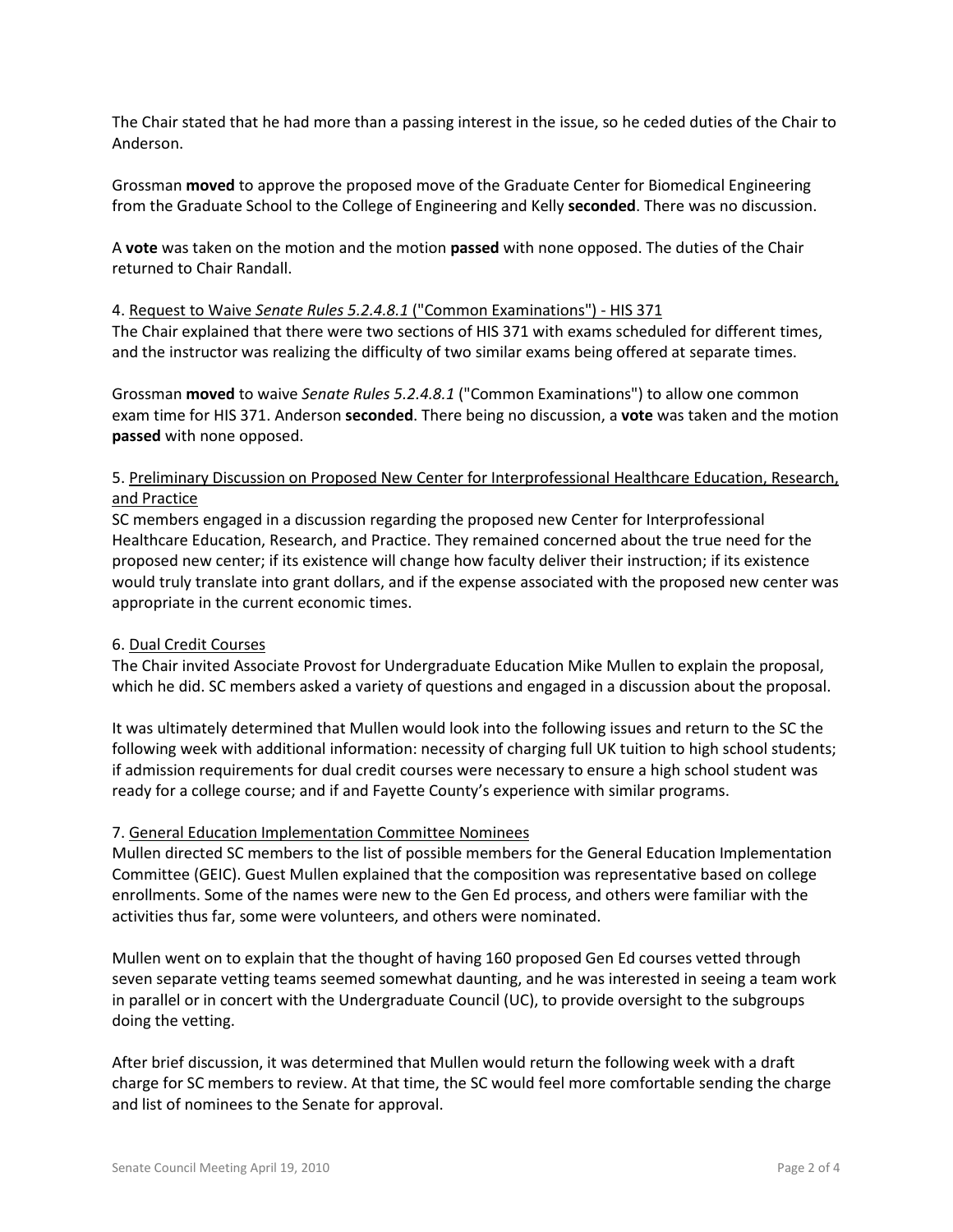The Chair stated that he had more than a passing interest in the issue, so he ceded duties of the Chair to Anderson.

Grossman **moved** to approve the proposed move of the Graduate Center for Biomedical Engineering from the Graduate School to the College of Engineering and Kelly **seconded**. There was no discussion.

A **vote** was taken on the motion and the motion **passed** with none opposed. The duties of the Chair returned to Chair Randall.

4. Request to Waive *Senate Rules 5.2.4.8.1* ("Common Examinations") - HIS 371

The Chair explained that there were two sections of HIS 371 with exams scheduled for different times, and the instructor was realizing the difficulty of two similar exams being offered at separate times.

Grossman **moved** to waive *Senate Rules 5.2.4.8.1* ("Common Examinations") to allow one common exam time for HIS 371. Anderson **seconded**. There being no discussion, a **vote** was taken and the motion **passed** with none opposed.

5. Preliminary Discussion on Proposed New Center for Interprofessional Healthcare Education, Research, and Practice

SC members engaged in a discussion regarding the proposed new Center for Interprofessional Healthcare Education, Research, and Practice. They remained concerned about the true need for the proposed new center; if its existence will change how faculty deliver their instruction; if its existence would truly translate into grant dollars, and if the expense associated with the proposed new center was appropriate in the current economic times.

6. Dual Credit Courses

The Chair invited Associate Provost for Undergraduate Education Mike Mullen to explain the proposal, which he did. SC members asked a variety of questions and engaged in a discussion about the proposal.

It was ultimately determined that Mullen would look into the following issues and return to the SC the following week with additional information: necessity of charging full UK tuition to high school students; if admission requirements for dual credit courses were necessary to ensure a high school student was ready for a college course; and if and Fayette County's experience with similar programs.

7. General Education Implementation Committee Nominees

Mullen directed SC members to the list of possible members for the General Education Implementation Committee (GEIC). Guest Mullen explained that the composition was representative based on college enrollments. Some of the names were new to the Gen Ed process, and others were familiar with the activities thus far, some were volunteers, and others were nominated.

Mullen went on to explain that the thought of having 160 proposed Gen Ed courses vetted through seven separate vetting teams seemed somewhat daunting, and he was interested in seeing a team work in parallel or in concert with the Undergraduate Council (UC), to provide oversight to the subgroups doing the vetting.

After brief discussion, it was determined that Mullen would return the following week with a draft charge for SC members to review. At that time, the SC would feel more comfortable sending the charge and list of nominees to the Senate for approval.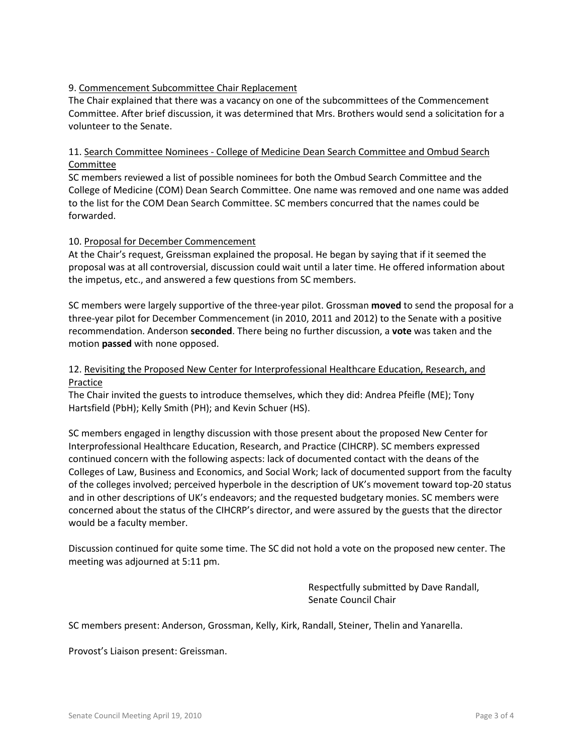9. Commencement Subcommittee Chair Replacement

The Chair explained that there was a vacancy on one of the subcommittees of the Commencement Committee. After brief discussion, it was determined that Mrs. Brothers would send a solicitation for a volunteer to the Senate.

11. Search Committee Nominees - College of Medicine Dean Search Committee and Ombud Search Committee

SC members reviewed a list of possible nominees for both the Ombud Search Committee and the College of Medicine (COM) Dean Search Committee. One name was removed and one name was added to the list for the COM Dean Search Committee. SC members concurred that the names could be forwarded.

10. Proposal for December Commencement

At the Chair's request, Greissman explained the proposal. He began by saying that if it seemed the proposal was at all controversial, discussion could wait until a later time. He offered information about the impetus, etc., and answered a few questions from SC members.

SC members were largely supportive of the three-year pilot. Grossman **moved** to send the proposal for a three-year pilot for December Commencement (in 2010, 2011 and 2012) to the Senate with a positive recommendation. Anderson **seconded**. There being no further discussion, a **vote** was taken and the motion **passed** with none opposed.

12. Revisiting the Proposed New Center for Interprofessional Healthcare Education, Research, and Practice

The Chair invited the guests to introduce themselves, which they did: Andrea Pfeifle (ME); Tony Hartsfield (PbH); Kelly Smith (PH); and Kevin Schuer (HS).

SC members engaged in lengthy discussion with those present about the proposed New Center for Interprofessional Healthcare Education, Research, and Practice (CIHCRP). SC members expressed continued concern with the following aspects: lack of documented contact with the deans of the Colleges of Law, Business and Economics, and Social Work; lack of documented support from the faculty of the colleges involved; perceived hyperbole in the description of UK's movement toward top-20 status and in other descriptions of UK's endeavors; and the requested budgetary monies. SC members were concerned about the status of the CIHCRP's director, and were assured by the guests that the director would be a faculty member.

Discussion continued for quite some time. The SC did not hold a vote on the proposed new center. The meeting was adjourned at 5:11 pm.

Respectfully submitted by Dave Randall,
Senate Council Chair

SC members present: Anderson, Grossman, Kelly, Kirk, Randall, Steiner, Thelin and Yanarella.

Provost's Liaison present: Greissman.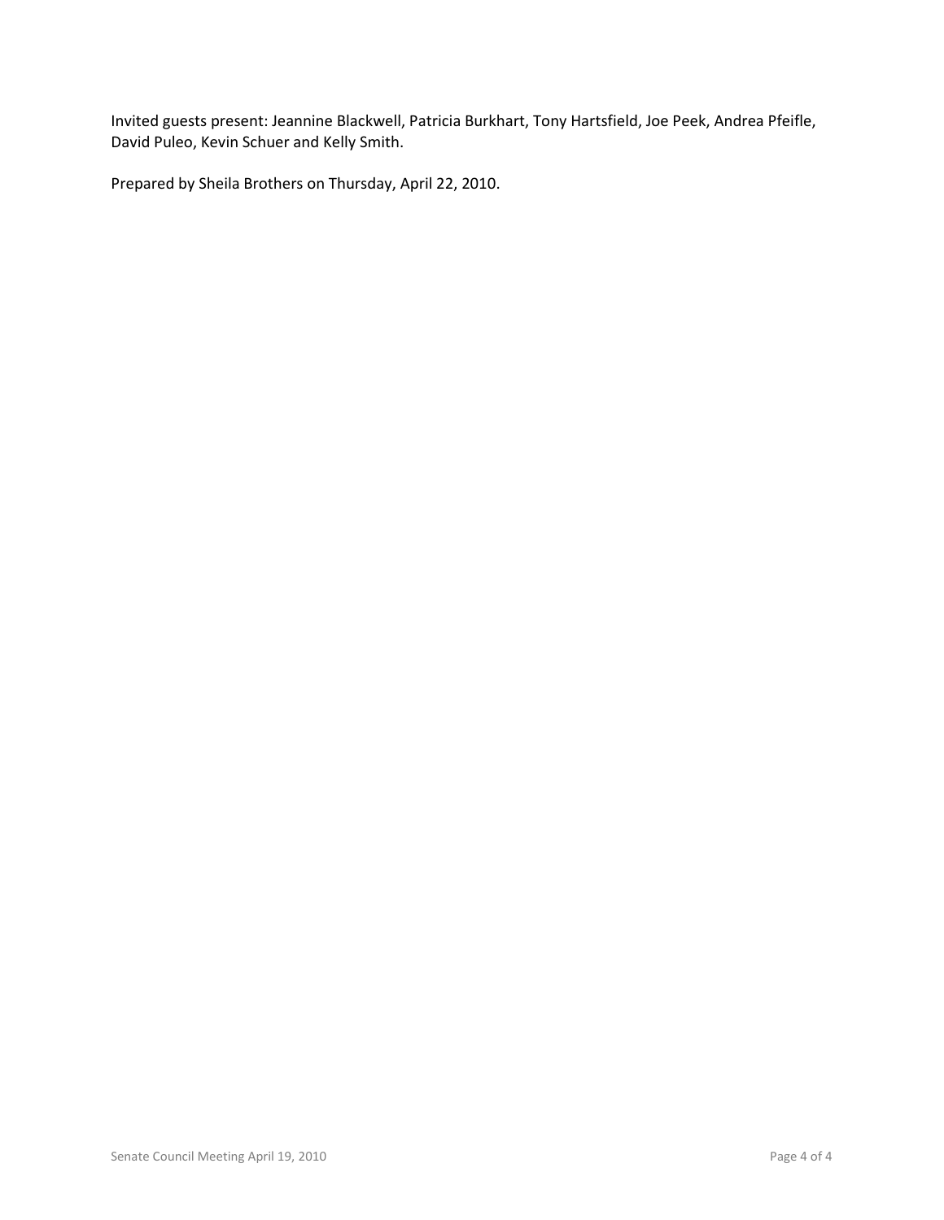Invited guests present: Jeannine Blackwell, Patricia Burkhart, Tony Hartsfield, Joe Peek, Andrea Pfeifle, David Puleo, Kevin Schuer and Kelly Smith.

Prepared by Sheila Brothers on Thursday, April 22, 2010.